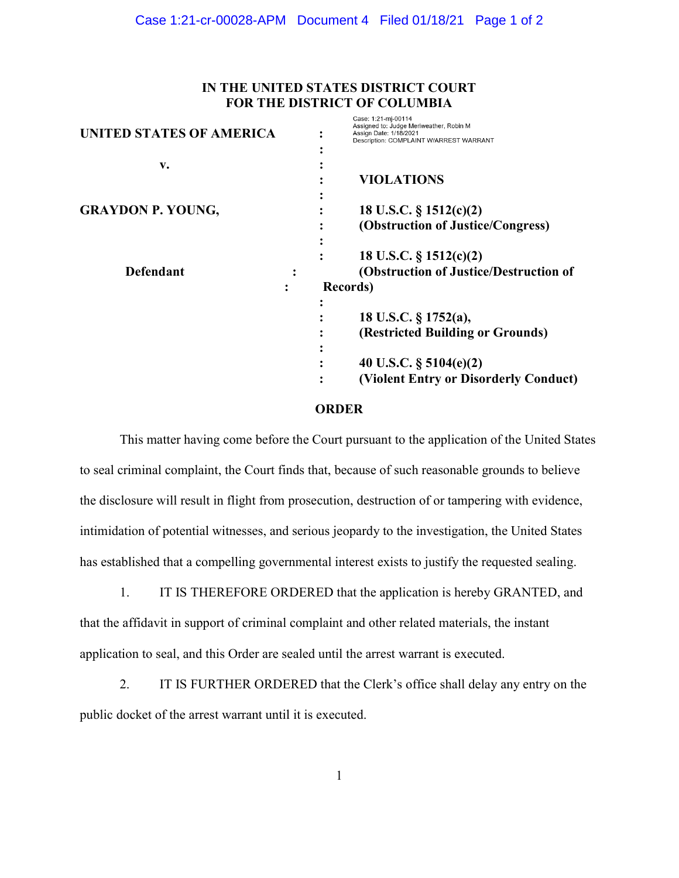# IN THE UNITED STATES DISTRICT COURT FOR THE DISTRICT OF COLUMBIA

Case: 1:21-mj-00114
Assigned to: Judge Meriweather, Robin M
Assign Date: 1/18/2021
Description: COMPLAINT W/ARREST WARRANT

**UNITED STATES OF AMERICA**

**v.**

**GRAYDON P. YOUNG,**

**Defendant**

**VIOLATIONS**

**18 U.S.C. § 1512(c)(2)**
**(Obstruction of Justice/Congress)**

**18 U.S.C. § 1512(c)(2)**
**(Obstruction of Justice/Destruction of Records)**

**18 U.S.C. § 1752(a),**
**(Restricted Building or Grounds)**

**40 U.S.C. § 5104(e)(2)**
**(Violent Entry or Disorderly Conduct)**

## ORDER

This matter having come before the Court pursuant to the application of the United States to seal criminal complaint, the Court finds that, because of such reasonable grounds to believe the disclosure will result in flight from prosecution, destruction of or tampering with evidence, intimidation of potential witnesses, and serious jeopardy to the investigation, the United States has established that a compelling governmental interest exists to justify the requested sealing.

1. IT IS THEREFORE ORDERED that the application is hereby GRANTED, and that the affidavit in support of criminal complaint and other related materials, the instant application to seal, and this Order are sealed until the arrest warrant is executed.

2. IT IS FURTHER ORDERED that the Clerk's office shall delay any entry on the public docket of the arrest warrant until it is executed.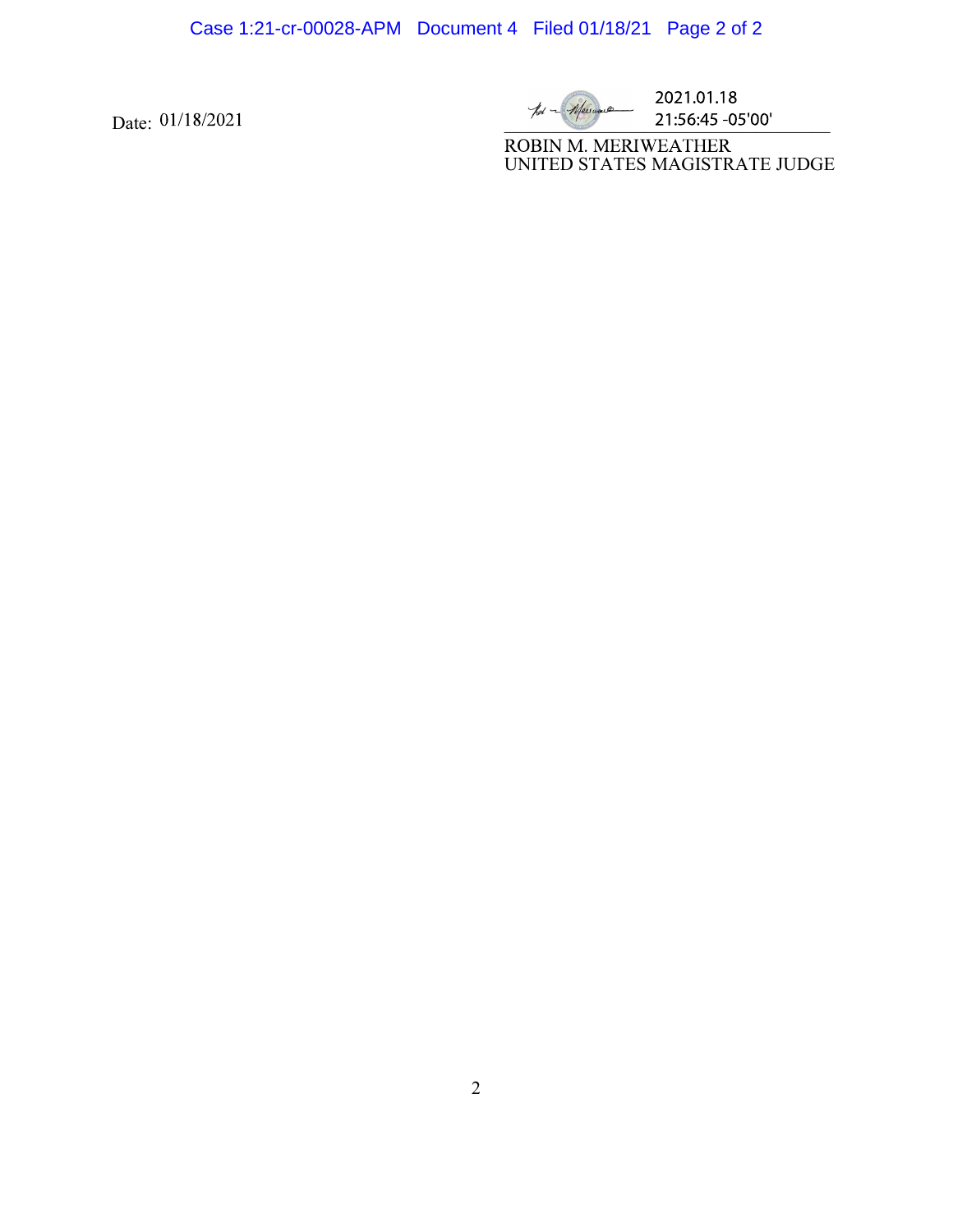Date: 01/18/2021

2021.01.18
21:56:45 -05'00'

ROBIN M. MERIWEATHER
UNITED STATES MAGISTRATE JUDGE